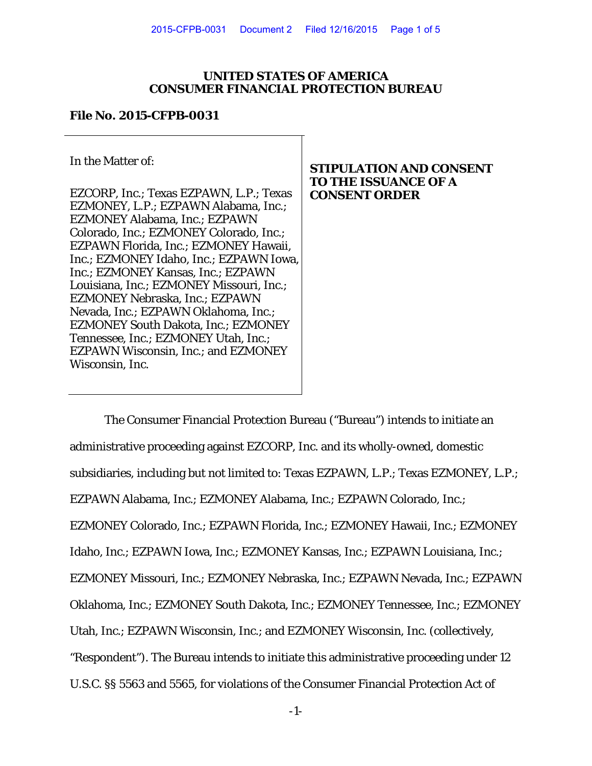**UNITED STATES OF AMERICA**
**CONSUMER FINANCIAL PROTECTION BUREAU**

**File No. 2015-CFPB-0031**

| In the Matter of: EZCORP, Inc.; Texas EZPAWN, L.P.; Texas EZMONEY, L.P.; EZPAWN Alabama, Inc.; EZMONEY Alabama, Inc.; EZPAWN Colorado, Inc.; EZMONEY Colorado, Inc.; EZPAWN Florida, Inc.; EZMONEY Hawaii, Inc.; EZMONEY Idaho, Inc.; EZPAWN Iowa, Inc.; EZMONEY Kansas, Inc.; EZPAWN Louisiana, Inc.; EZMONEY Missouri, Inc.; EZMONEY Nebraska, Inc.; EZPAWN Nevada, Inc.; EZPAWN Oklahoma, Inc.; EZMONEY South Dakota, Inc.; EZMONEY Tennessee, Inc.; EZMONEY Utah, Inc.; EZPAWN Wisconsin, Inc.; and EZMONEY Wisconsin, Inc. | **STIPULATION AND CONSENT TO THE ISSUANCE OF A CONSENT ORDER** |
|---|---|

The Consumer Financial Protection Bureau ("Bureau") intends to initiate an administrative proceeding against EZCORP, Inc. and its wholly-owned, domestic subsidiaries, including but not limited to: Texas EZPAWN, L.P.; Texas EZMONEY, L.P.; EZPAWN Alabama, Inc.; EZMONEY Alabama, Inc.; EZPAWN Colorado, Inc.; EZMONEY Colorado, Inc.; EZPAWN Florida, Inc.; EZMONEY Hawaii, Inc.; EZMONEY Idaho, Inc.; EZPAWN Iowa, Inc.; EZMONEY Kansas, Inc.; EZPAWN Louisiana, Inc.; EZMONEY Missouri, Inc.; EZMONEY Nebraska, Inc.; EZPAWN Nevada, Inc.; EZPAWN Oklahoma, Inc.; EZMONEY South Dakota, Inc.; EZMONEY Tennessee, Inc.; EZMONEY Utah, Inc.; EZPAWN Wisconsin, Inc.; and EZMONEY Wisconsin, Inc. (collectively, "Respondent"). The Bureau intends to initiate this administrative proceeding under 12 U.S.C. §§ 5563 and 5565, for violations of the Consumer Financial Protection Act of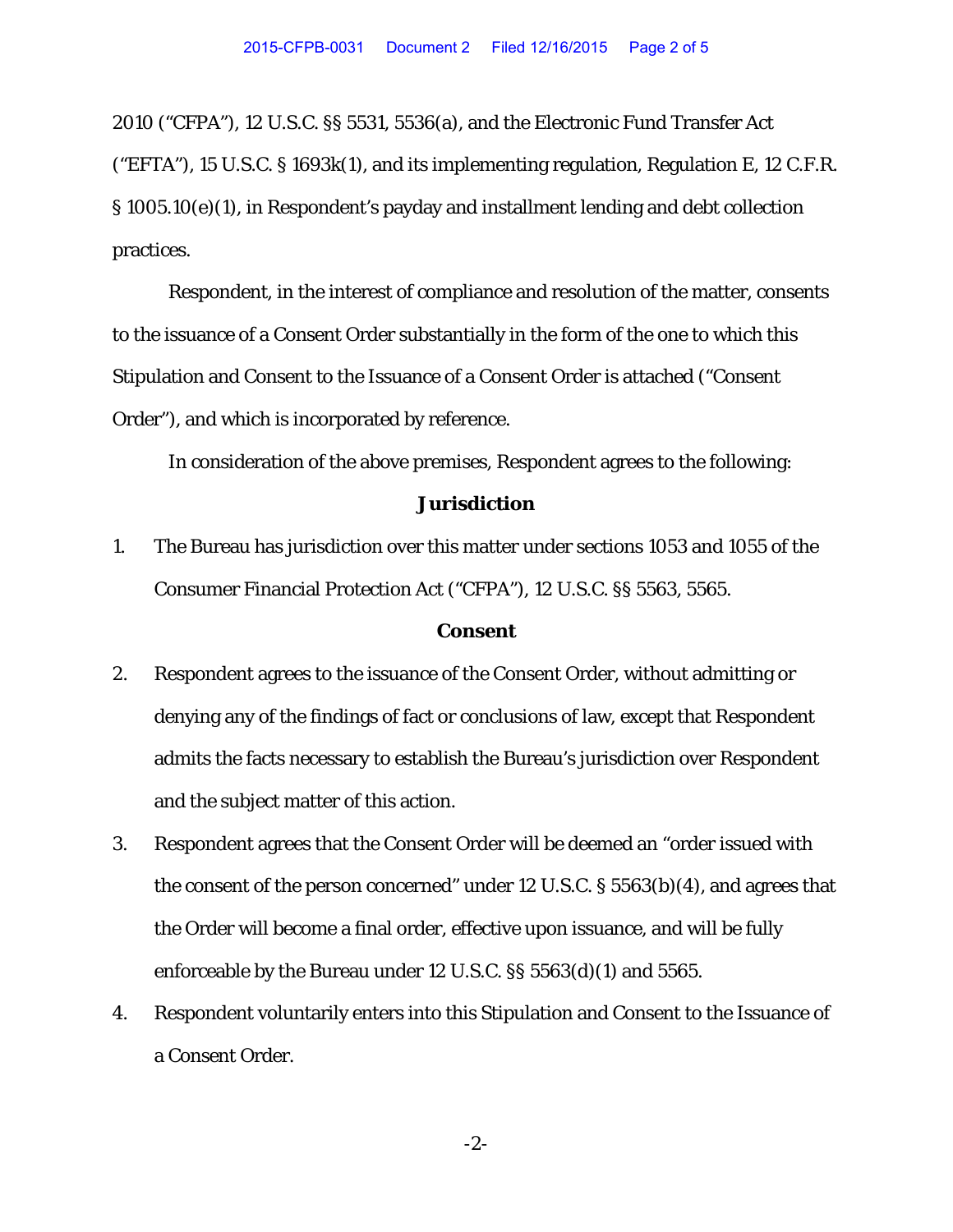2010 (“CFPA”), 12 U.S.C. §§ 5531, 5536(a), and the Electronic Fund Transfer Act (“EFTA”), 15 U.S.C. § 1693k(1), and its implementing regulation, Regulation E, 12 C.F.R. § 1005.10(e)(1), in Respondent’s payday and installment lending and debt collection practices.

Respondent, in the interest of compliance and resolution of the matter, consents to the issuance of a Consent Order substantially in the form of the one to which this Stipulation and Consent to the Issuance of a Consent Order is attached (“Consent Order”), and which is incorporated by reference.

In consideration of the above premises, Respondent agrees to the following:

## Jurisdiction

1. The Bureau has jurisdiction over this matter under sections 1053 and 1055 of the Consumer Financial Protection Act (“CFPA”), 12 U.S.C. §§ 5563, 5565.

## Consent

2. Respondent agrees to the issuance of the Consent Order, without admitting or denying any of the findings of fact or conclusions of law, except that Respondent admits the facts necessary to establish the Bureau’s jurisdiction over Respondent and the subject matter of this action.

3. Respondent agrees that the Consent Order will be deemed an “order issued with the consent of the person concerned” under 12 U.S.C. § 5563(b)(4), and agrees that the Order will become a final order, effective upon issuance, and will be fully enforceable by the Bureau under 12 U.S.C. §§ 5563(d)(1) and 5565.

4. Respondent voluntarily enters into this Stipulation and Consent to the Issuance of a Consent Order.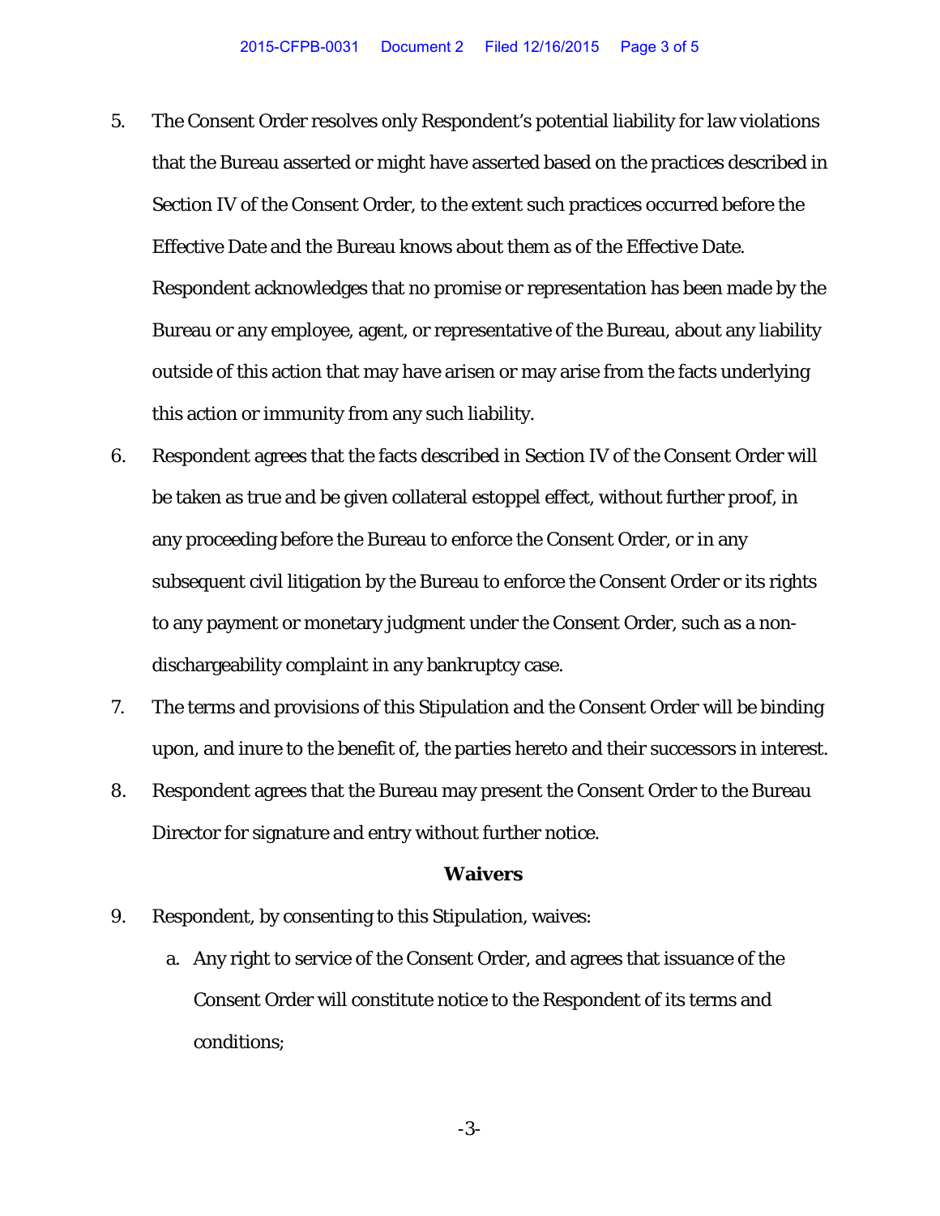5. The Consent Order resolves only Respondent's potential liability for law violations that the Bureau asserted or might have asserted based on the practices described in Section IV of the Consent Order, to the extent such practices occurred before the Effective Date and the Bureau knows about them as of the Effective Date. Respondent acknowledges that no promise or representation has been made by the Bureau or any employee, agent, or representative of the Bureau, about any liability outside of this action that may have arisen or may arise from the facts underlying this action or immunity from any such liability.

6. Respondent agrees that the facts described in Section IV of the Consent Order will be taken as true and be given collateral estoppel effect, without further proof, in any proceeding before the Bureau to enforce the Consent Order, or in any subsequent civil litigation by the Bureau to enforce the Consent Order or its rights to any payment or monetary judgment under the Consent Order, such as a non-dischargeability complaint in any bankruptcy case.

7. The terms and provisions of this Stipulation and the Consent Order will be binding upon, and inure to the benefit of, the parties hereto and their successors in interest.

8. Respondent agrees that the Bureau may present the Consent Order to the Bureau Director for signature and entry without further notice.

**Waivers**

9. Respondent, by consenting to this Stipulation, waives:

   a. Any right to service of the Consent Order, and agrees that issuance of the Consent Order will constitute notice to the Respondent of its terms and conditions;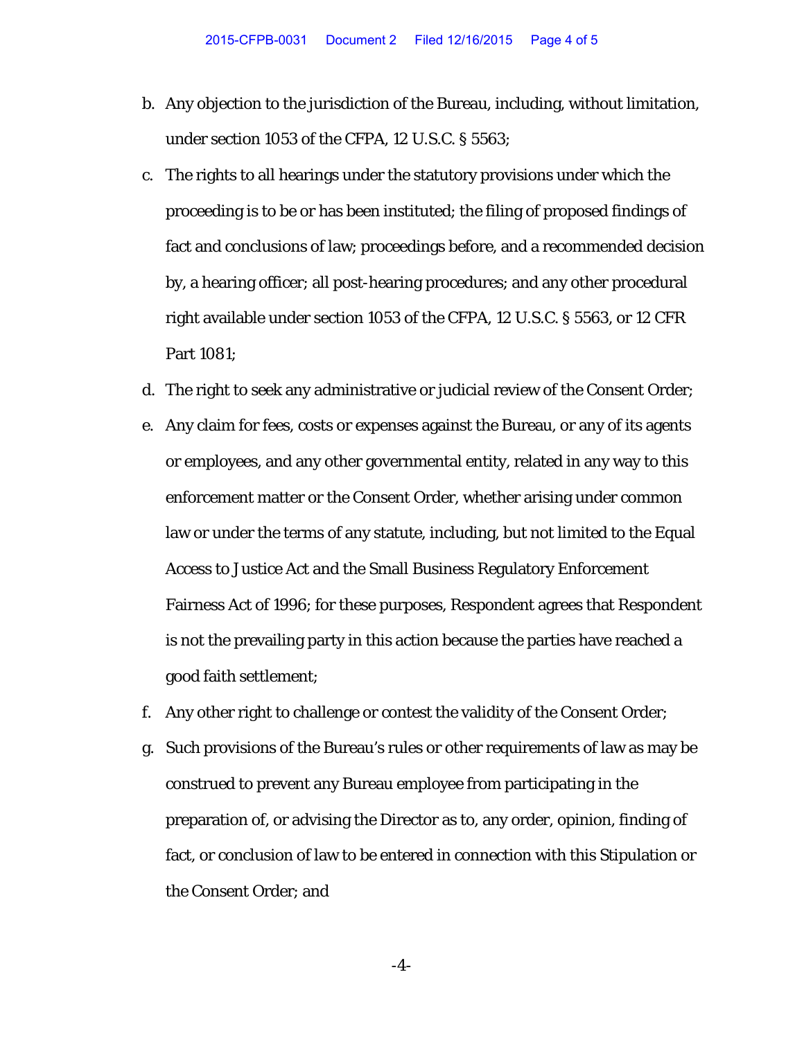b. Any objection to the jurisdiction of the Bureau, including, without limitation, under section 1053 of the CFPA, 12 U.S.C. § 5563;

c. The rights to all hearings under the statutory provisions under which the proceeding is to be or has been instituted; the filing of proposed findings of fact and conclusions of law; proceedings before, and a recommended decision by, a hearing officer; all post-hearing procedures; and any other procedural right available under section 1053 of the CFPA, 12 U.S.C. § 5563, or 12 CFR Part 1081;

d. The right to seek any administrative or judicial review of the Consent Order;

e. Any claim for fees, costs or expenses against the Bureau, or any of its agents or employees, and any other governmental entity, related in any way to this enforcement matter or the Consent Order, whether arising under common law or under the terms of any statute, including, but not limited to the Equal Access to Justice Act and the Small Business Regulatory Enforcement Fairness Act of 1996; for these purposes, Respondent agrees that Respondent is not the prevailing party in this action because the parties have reached a good faith settlement;

f. Any other right to challenge or contest the validity of the Consent Order;

g. Such provisions of the Bureau's rules or other requirements of law as may be construed to prevent any Bureau employee from participating in the preparation of, or advising the Director as to, any order, opinion, finding of fact, or conclusion of law to be entered in connection with this Stipulation or the Consent Order; and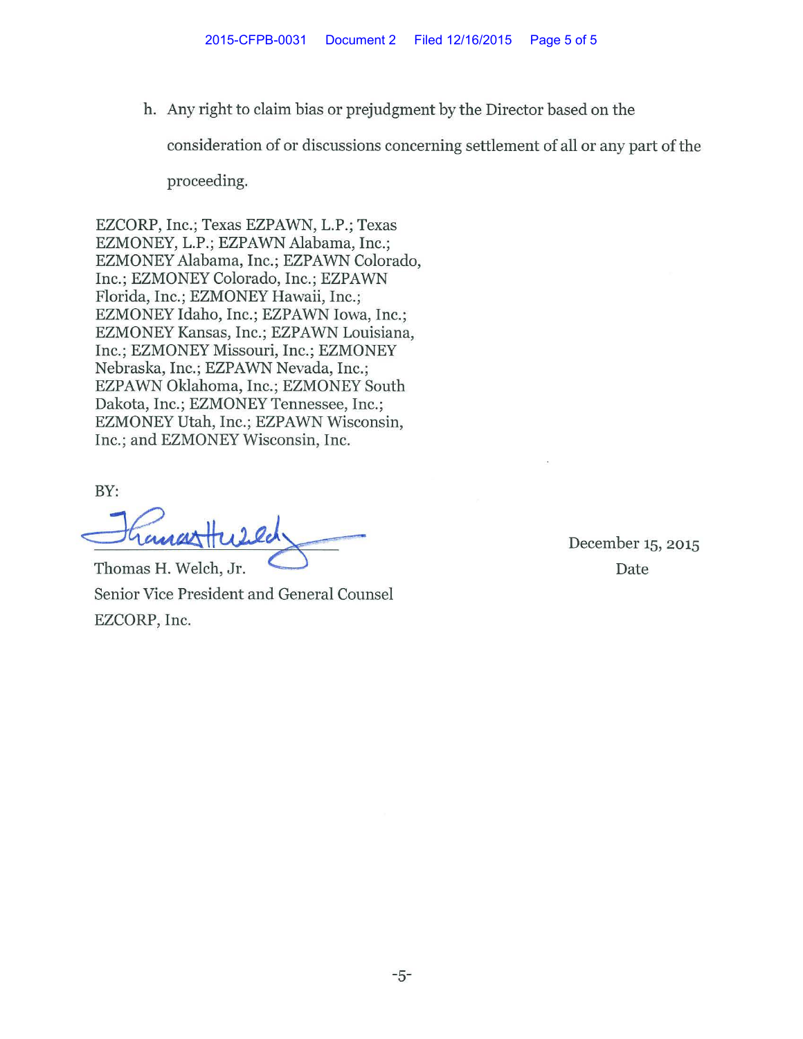h. Any right to claim bias or prejudgment by the Director based on the consideration of or discussions concerning settlement of all or any part of the proceeding.

EZCORP, Inc.; Texas EZPAWN, L.P.; Texas EZMONEY, L.P.; EZPAWN Alabama, Inc.; EZMONEY Alabama, Inc.; EZPAWN Colorado, Inc.; EZMONEY Colorado, Inc.; EZPAWN Florida, Inc.; EZMONEY Hawaii, Inc.; EZMONEY Idaho, Inc.; EZPAWN Iowa, Inc.; EZMONEY Kansas, Inc.; EZPAWN Louisiana, Inc.; EZMONEY Missouri, Inc.; EZMONEY Nebraska, Inc.; EZPAWN Nevada, Inc.; EZPAWN Oklahoma, Inc.; EZMONEY South Dakota, Inc.; EZMONEY Tennessee, Inc.; EZMONEY Utah, Inc.; EZPAWN Wisconsin, Inc.; and EZMONEY Wisconsin, Inc.

BY:

Thomas H. Welch, Jr.
Senior Vice President and General Counsel
EZCORP, Inc.

December 15, 2015
Date